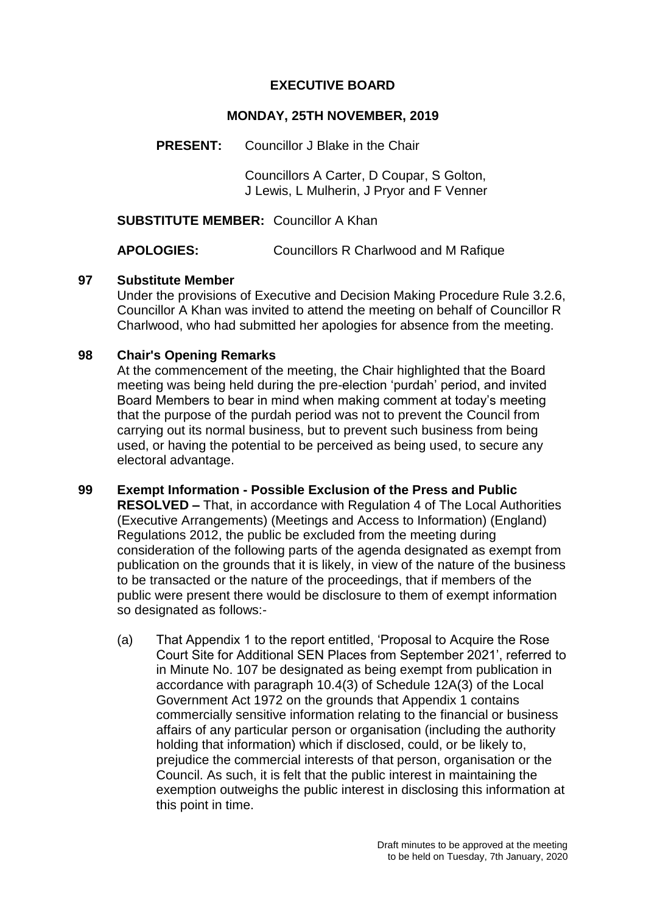# EXECUTIVE BOARD

## MONDAY, 25TH NOVEMBER, 2019

**PRESENT:** Councillor J Blake in the Chair

Councillors A Carter, D Coupar, S Golton, J Lewis, L Mulherin, J Pryor and F Venner

**SUBSTITUTE MEMBER:** Councillor A Khan

**APOLOGIES:** Councillors R Charlwood and M Rafique

### 97 Substitute Member

Under the provisions of Executive and Decision Making Procedure Rule 3.2.6, Councillor A Khan was invited to attend the meeting on behalf of Councillor R Charlwood, who had submitted her apologies for absence from the meeting.

### 98 Chair's Opening Remarks

At the commencement of the meeting, the Chair highlighted that the Board meeting was being held during the pre-election 'purdah' period, and invited Board Members to bear in mind when making comment at today's meeting that the purpose of the purdah period was not to prevent the Council from carrying out its normal business, but to prevent such business from being used, or having the potential to be perceived as being used, to secure any electoral advantage.

### 99 Exempt Information - Possible Exclusion of the Press and Public

**RESOLVED –** That, in accordance with Regulation 4 of The Local Authorities (Executive Arrangements) (Meetings and Access to Information) (England) Regulations 2012, the public be excluded from the meeting during consideration of the following parts of the agenda designated as exempt from publication on the grounds that it is likely, in view of the nature of the business to be transacted or the nature of the proceedings, that if members of the public were present there would be disclosure to them of exempt information so designated as follows:-

(a) That Appendix 1 to the report entitled, 'Proposal to Acquire the Rose Court Site for Additional SEN Places from September 2021', referred to in Minute No. 107 be designated as being exempt from publication in accordance with paragraph 10.4(3) of Schedule 12A(3) of the Local Government Act 1972 on the grounds that Appendix 1 contains commercially sensitive information relating to the financial or business affairs of any particular person or organisation (including the authority holding that information) which if disclosed, could, or be likely to, prejudice the commercial interests of that person, organisation or the Council. As such, it is felt that the public interest in maintaining the exemption outweighs the public interest in disclosing this information at this point in time.

Draft minutes to be approved at the meeting to be held on Tuesday, 7th January, 2020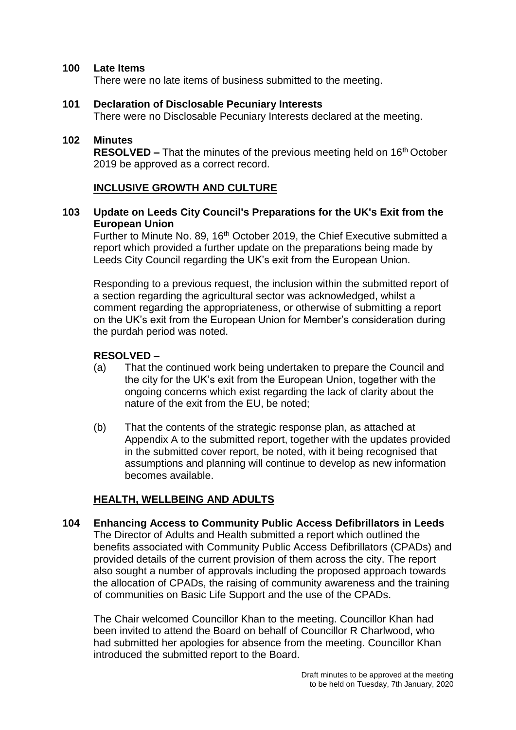**100 Late Items**

There were no late items of business submitted to the meeting.

**101 Declaration of Disclosable Pecuniary Interests**

There were no Disclosable Pecuniary Interests declared at the meeting.

**102 Minutes**

**RESOLVED –** That the minutes of the previous meeting held on 16th October 2019 be approved as a correct record.

**INCLUSIVE GROWTH AND CULTURE**

**103 Update on Leeds City Council's Preparations for the UK's Exit from the European Union**

Further to Minute No. 89, 16th October 2019, the Chief Executive submitted a report which provided a further update on the preparations being made by Leeds City Council regarding the UK's exit from the European Union.

Responding to a previous request, the inclusion within the submitted report of a section regarding the agricultural sector was acknowledged, whilst a comment regarding the appropriateness, or otherwise of submitting a report on the UK's exit from the European Union for Member's consideration during the purdah period was noted.

**RESOLVED –**

(a) That the continued work being undertaken to prepare the Council and the city for the UK's exit from the European Union, together with the ongoing concerns which exist regarding the lack of clarity about the nature of the exit from the EU, be noted;

(b) That the contents of the strategic response plan, as attached at Appendix A to the submitted report, together with the updates provided in the submitted cover report, be noted, with it being recognised that assumptions and planning will continue to develop as new information becomes available.

**HEALTH, WELLBEING AND ADULTS**

**104 Enhancing Access to Community Public Access Defibrillators in Leeds**

The Director of Adults and Health submitted a report which outlined the benefits associated with Community Public Access Defibrillators (CPADs) and provided details of the current provision of them across the city. The report also sought a number of approvals including the proposed approach towards the allocation of CPADs, the raising of community awareness and the training of communities on Basic Life Support and the use of the CPADs.

The Chair welcomed Councillor Khan to the meeting. Councillor Khan had been invited to attend the Board on behalf of Councillor R Charlwood, who had submitted her apologies for absence from the meeting. Councillor Khan introduced the submitted report to the Board.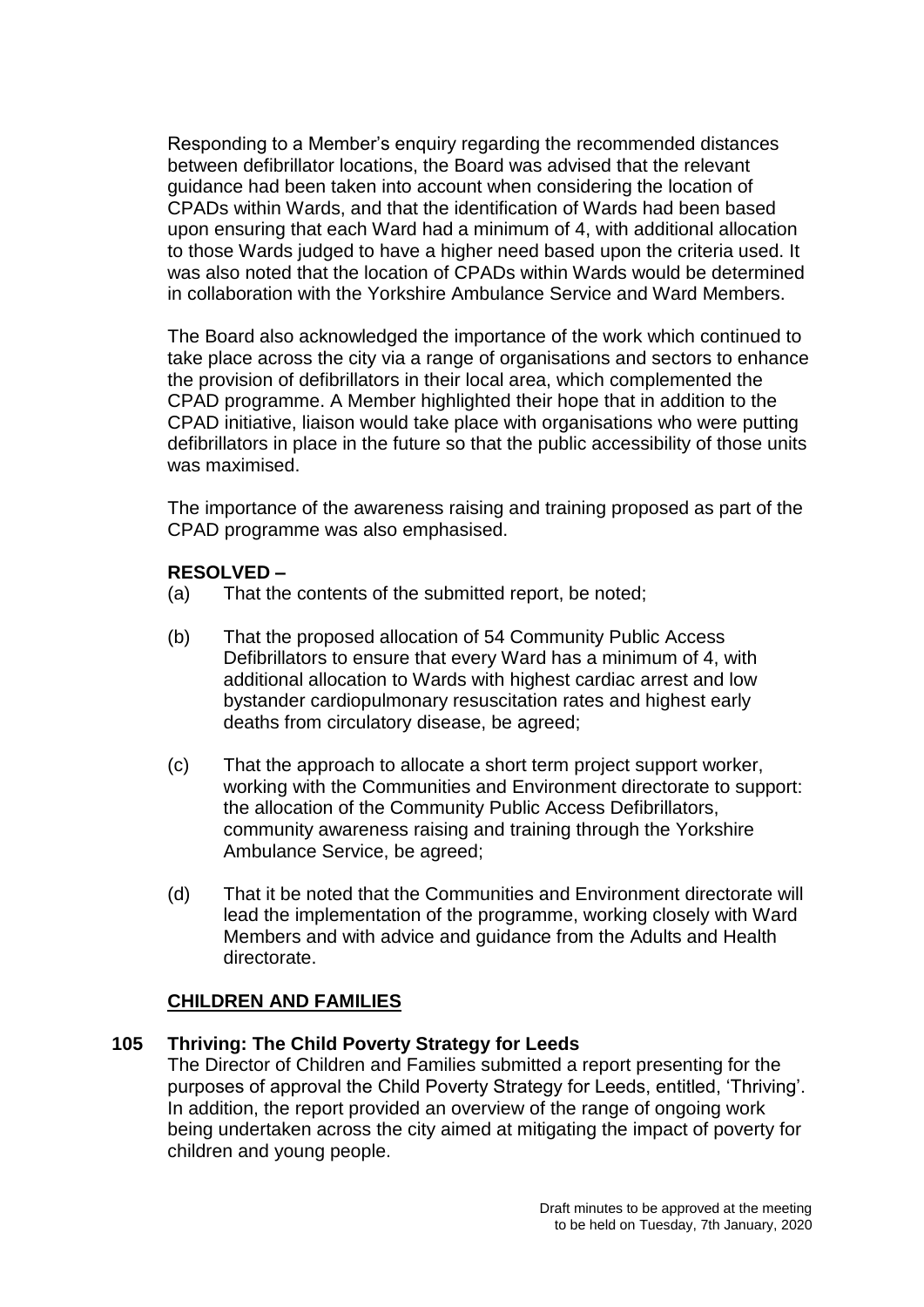Responding to a Member's enquiry regarding the recommended distances between defibrillator locations, the Board was advised that the relevant guidance had been taken into account when considering the location of CPADs within Wards, and that the identification of Wards had been based upon ensuring that each Ward had a minimum of 4, with additional allocation to those Wards judged to have a higher need based upon the criteria used. It was also noted that the location of CPADs within Wards would be determined in collaboration with the Yorkshire Ambulance Service and Ward Members.

The Board also acknowledged the importance of the work which continued to take place across the city via a range of organisations and sectors to enhance the provision of defibrillators in their local area, which complemented the CPAD programme. A Member highlighted their hope that in addition to the CPAD initiative, liaison would take place with organisations who were putting defibrillators in place in the future so that the public accessibility of those units was maximised.

The importance of the awareness raising and training proposed as part of the CPAD programme was also emphasised.

**RESOLVED –**

(a) That the contents of the submitted report, be noted;

(b) That the proposed allocation of 54 Community Public Access Defibrillators to ensure that every Ward has a minimum of 4, with additional allocation to Wards with highest cardiac arrest and low bystander cardiopulmonary resuscitation rates and highest early deaths from circulatory disease, be agreed;

(c) That the approach to allocate a short term project support worker, working with the Communities and Environment directorate to support: the allocation of the Community Public Access Defibrillators, community awareness raising and training through the Yorkshire Ambulance Service, be agreed;

(d) That it be noted that the Communities and Environment directorate will lead the implementation of the programme, working closely with Ward Members and with advice and guidance from the Adults and Health directorate.

## CHILDREN AND FAMILIES

### 105 Thriving: The Child Poverty Strategy for Leeds

The Director of Children and Families submitted a report presenting for the purposes of approval the Child Poverty Strategy for Leeds, entitled, 'Thriving'. In addition, the report provided an overview of the range of ongoing work being undertaken across the city aimed at mitigating the impact of poverty for children and young people.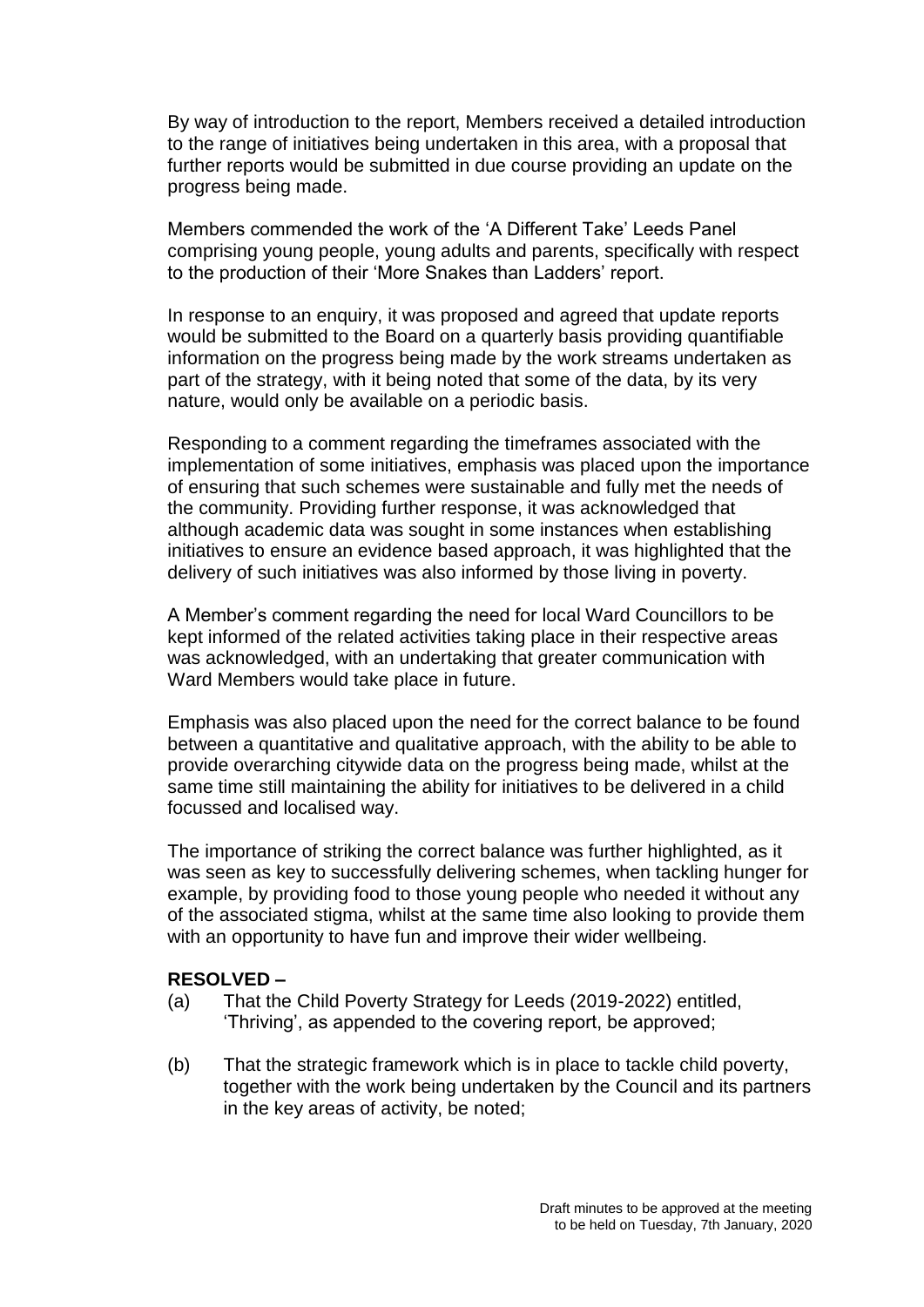By way of introduction to the report, Members received a detailed introduction to the range of initiatives being undertaken in this area, with a proposal that further reports would be submitted in due course providing an update on the progress being made.

Members commended the work of the 'A Different Take' Leeds Panel comprising young people, young adults and parents, specifically with respect to the production of their 'More Snakes than Ladders' report.

In response to an enquiry, it was proposed and agreed that update reports would be submitted to the Board on a quarterly basis providing quantifiable information on the progress being made by the work streams undertaken as part of the strategy, with it being noted that some of the data, by its very nature, would only be available on a periodic basis.

Responding to a comment regarding the timeframes associated with the implementation of some initiatives, emphasis was placed upon the importance of ensuring that such schemes were sustainable and fully met the needs of the community. Providing further response, it was acknowledged that although academic data was sought in some instances when establishing initiatives to ensure an evidence based approach, it was highlighted that the delivery of such initiatives was also informed by those living in poverty.

A Member's comment regarding the need for local Ward Councillors to be kept informed of the related activities taking place in their respective areas was acknowledged, with an undertaking that greater communication with Ward Members would take place in future.

Emphasis was also placed upon the need for the correct balance to be found between a quantitative and qualitative approach, with the ability to be able to provide overarching citywide data on the progress being made, whilst at the same time still maintaining the ability for initiatives to be delivered in a child focussed and localised way.

The importance of striking the correct balance was further highlighted, as it was seen as key to successfully delivering schemes, when tackling hunger for example, by providing food to those young people who needed it without any of the associated stigma, whilst at the same time also looking to provide them with an opportunity to have fun and improve their wider wellbeing.

**RESOLVED –**

(a) That the Child Poverty Strategy for Leeds (2019-2022) entitled, 'Thriving', as appended to the covering report, be approved;

(b) That the strategic framework which is in place to tackle child poverty, together with the work being undertaken by the Council and its partners in the key areas of activity, be noted;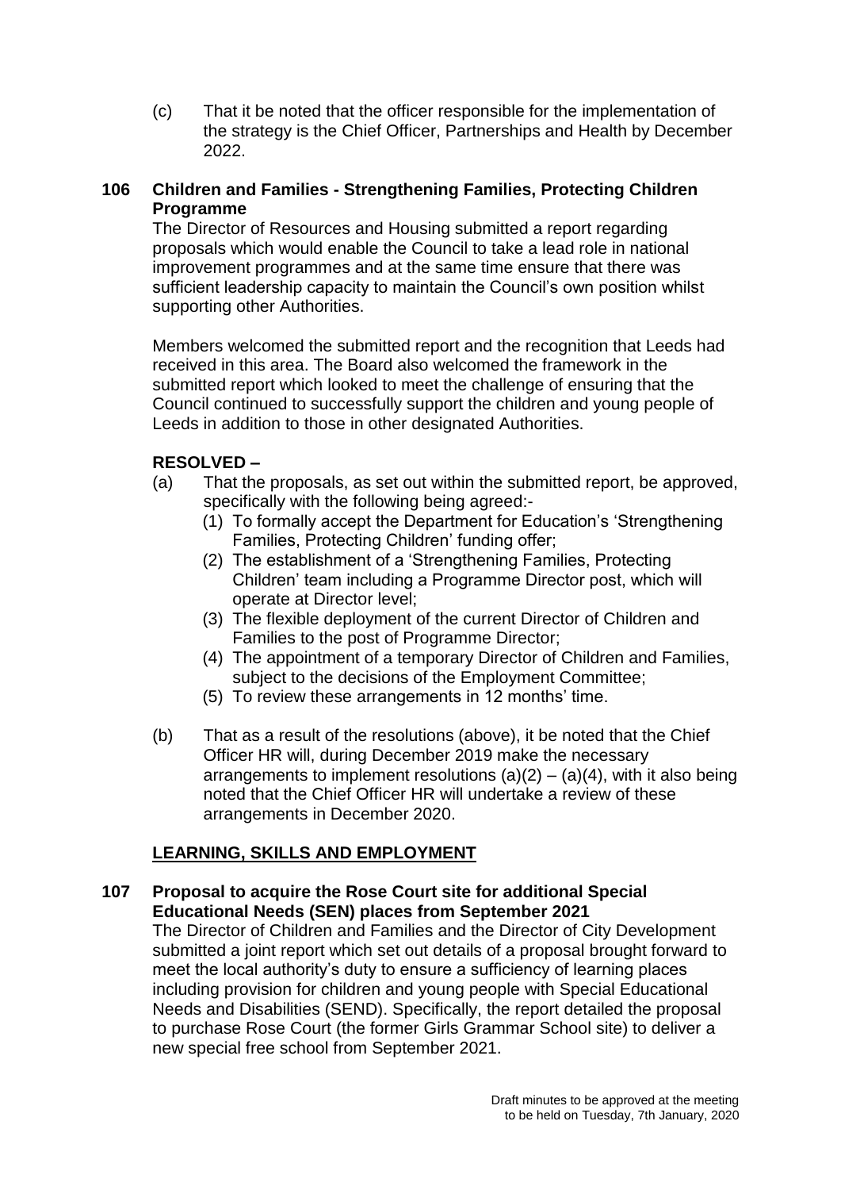(c) That it be noted that the officer responsible for the implementation of the strategy is the Chief Officer, Partnerships and Health by December 2022.

**106 Children and Families - Strengthening Families, Protecting Children Programme**

The Director of Resources and Housing submitted a report regarding proposals which would enable the Council to take a lead role in national improvement programmes and at the same time ensure that there was sufficient leadership capacity to maintain the Council's own position whilst supporting other Authorities.

Members welcomed the submitted report and the recognition that Leeds had received in this area. The Board also welcomed the framework in the submitted report which looked to meet the challenge of ensuring that the Council continued to successfully support the children and young people of Leeds in addition to those in other designated Authorities.

**RESOLVED –**

(a) That the proposals, as set out within the submitted report, be approved, specifically with the following being agreed:-
   (1) To formally accept the Department for Education's 'Strengthening Families, Protecting Children' funding offer;
   (2) The establishment of a 'Strengthening Families, Protecting Children' team including a Programme Director post, which will operate at Director level;
   (3) The flexible deployment of the current Director of Children and Families to the post of Programme Director;
   (4) The appointment of a temporary Director of Children and Families, subject to the decisions of the Employment Committee;
   (5) To review these arrangements in 12 months' time.

(b) That as a result of the resolutions (above), it be noted that the Chief Officer HR will, during December 2019 make the necessary arrangements to implement resolutions (a)(2) – (a)(4), with it also being noted that the Chief Officer HR will undertake a review of these arrangements in December 2020.

**<u>LEARNING, SKILLS AND EMPLOYMENT</u>**

**107 Proposal to acquire the Rose Court site for additional Special Educational Needs (SEN) places from September 2021**

The Director of Children and Families and the Director of City Development submitted a joint report which set out details of a proposal brought forward to meet the local authority's duty to ensure a sufficiency of learning places including provision for children and young people with Special Educational Needs and Disabilities (SEND). Specifically, the report detailed the proposal to purchase Rose Court (the former Girls Grammar School site) to deliver a new special free school from September 2021.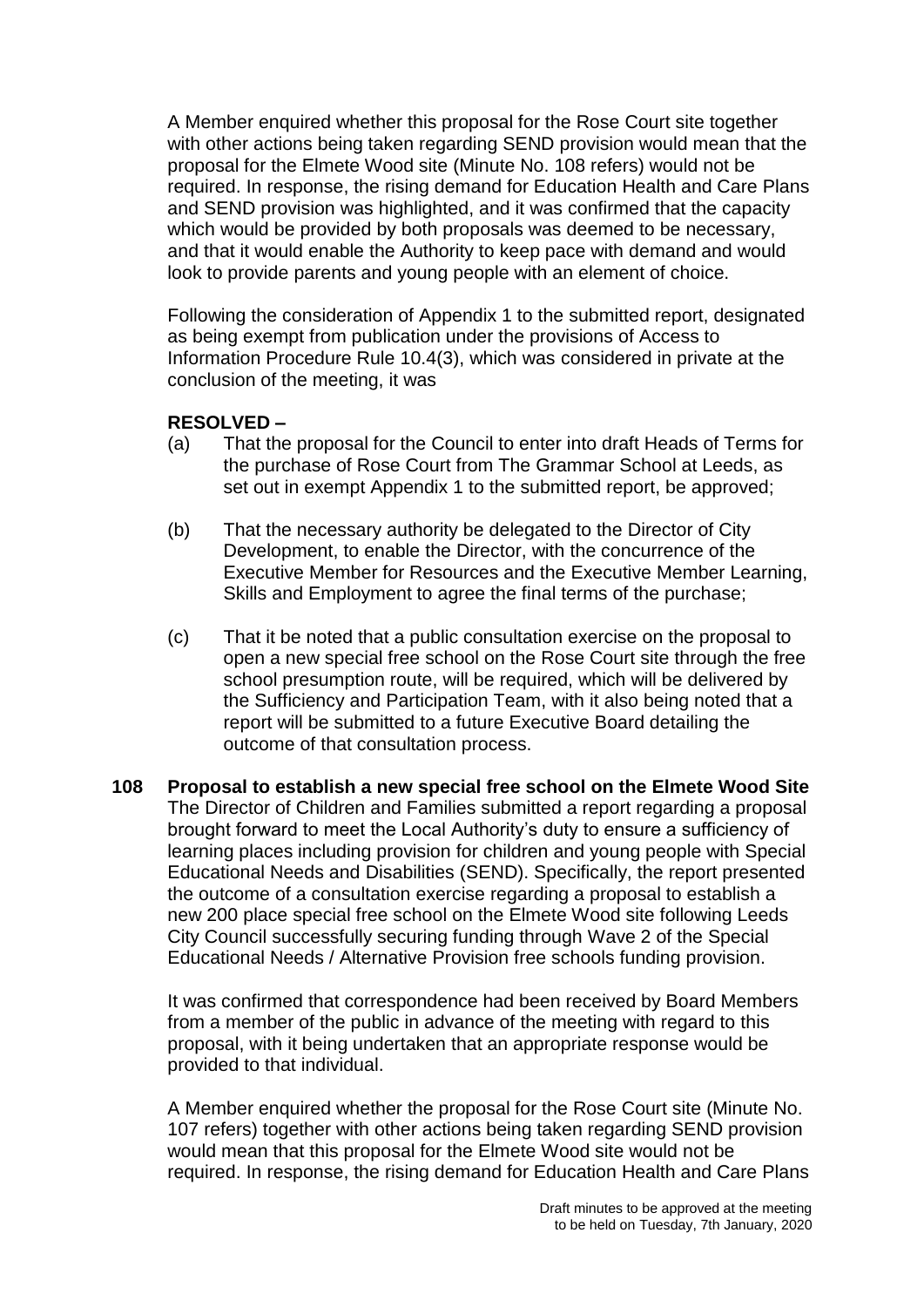A Member enquired whether this proposal for the Rose Court site together with other actions being taken regarding SEND provision would mean that the proposal for the Elmete Wood site (Minute No. 108 refers) would not be required. In response, the rising demand for Education Health and Care Plans and SEND provision was highlighted, and it was confirmed that the capacity which would be provided by both proposals was deemed to be necessary, and that it would enable the Authority to keep pace with demand and would look to provide parents and young people with an element of choice.

Following the consideration of Appendix 1 to the submitted report, designated as being exempt from publication under the provisions of Access to Information Procedure Rule 10.4(3), which was considered in private at the conclusion of the meeting, it was

**RESOLVED –**

(a) That the proposal for the Council to enter into draft Heads of Terms for the purchase of Rose Court from The Grammar School at Leeds, as set out in exempt Appendix 1 to the submitted report, be approved;

(b) That the necessary authority be delegated to the Director of City Development, to enable the Director, with the concurrence of the Executive Member for Resources and the Executive Member Learning, Skills and Employment to agree the final terms of the purchase;

(c) That it be noted that a public consultation exercise on the proposal to open a new special free school on the Rose Court site through the free school presumption route, will be required, which will be delivered by the Sufficiency and Participation Team, with it also being noted that a report will be submitted to a future Executive Board detailing the outcome of that consultation process.

**108 Proposal to establish a new special free school on the Elmete Wood Site**

The Director of Children and Families submitted a report regarding a proposal brought forward to meet the Local Authority's duty to ensure a sufficiency of learning places including provision for children and young people with Special Educational Needs and Disabilities (SEND). Specifically, the report presented the outcome of a consultation exercise regarding a proposal to establish a new 200 place special free school on the Elmete Wood site following Leeds City Council successfully securing funding through Wave 2 of the Special Educational Needs / Alternative Provision free schools funding provision.

It was confirmed that correspondence had been received by Board Members from a member of the public in advance of the meeting with regard to this proposal, with it being undertaken that an appropriate response would be provided to that individual.

A Member enquired whether the proposal for the Rose Court site (Minute No. 107 refers) together with other actions being taken regarding SEND provision would mean that this proposal for the Elmete Wood site would not be required. In response, the rising demand for Education Health and Care Plans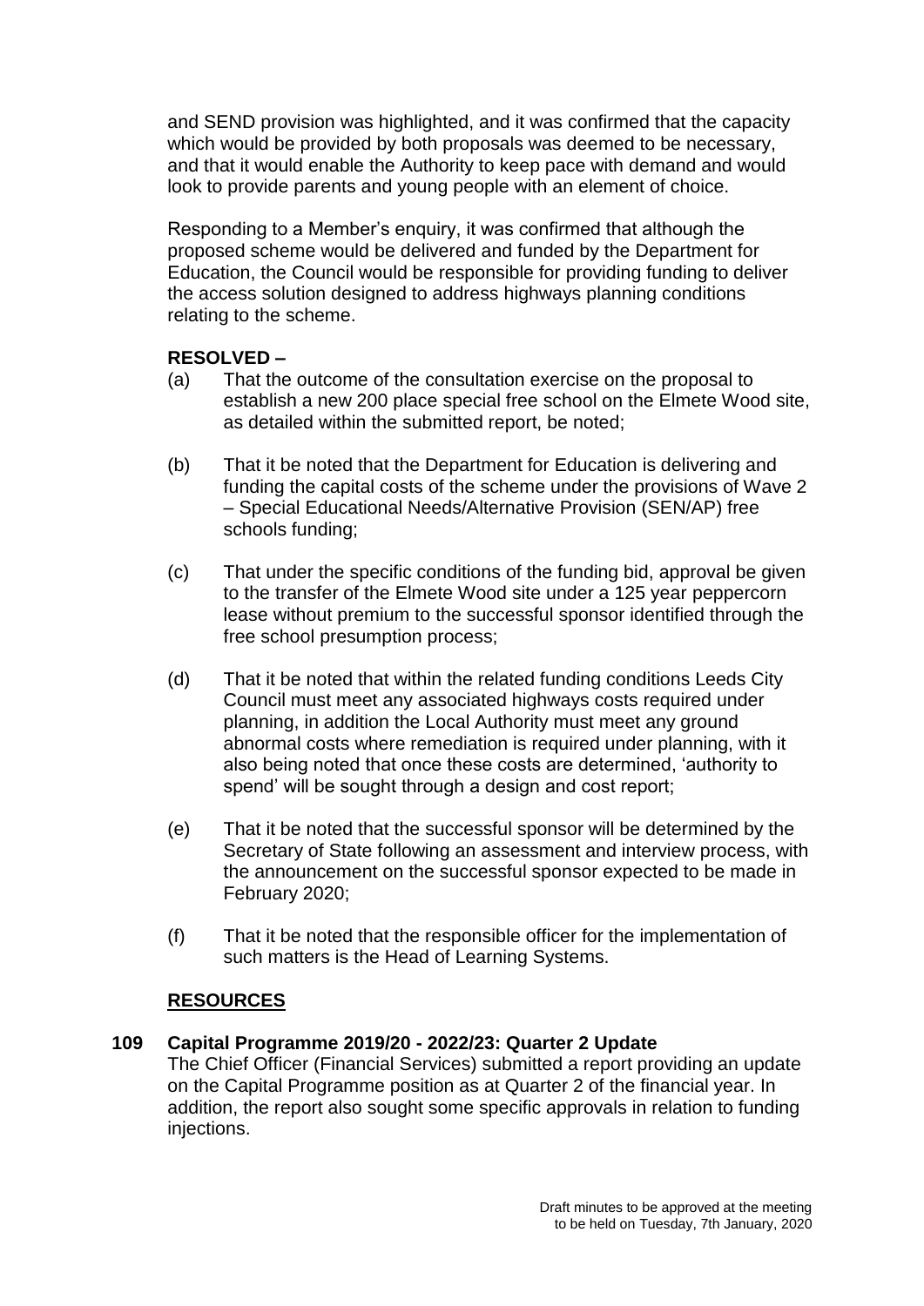and SEND provision was highlighted, and it was confirmed that the capacity which would be provided by both proposals was deemed to be necessary, and that it would enable the Authority to keep pace with demand and would look to provide parents and young people with an element of choice.

Responding to a Member's enquiry, it was confirmed that although the proposed scheme would be delivered and funded by the Department for Education, the Council would be responsible for providing funding to deliver the access solution designed to address highways planning conditions relating to the scheme.

**RESOLVED –**

(a) That the outcome of the consultation exercise on the proposal to establish a new 200 place special free school on the Elmete Wood site, as detailed within the submitted report, be noted;

(b) That it be noted that the Department for Education is delivering and funding the capital costs of the scheme under the provisions of Wave 2 – Special Educational Needs/Alternative Provision (SEN/AP) free schools funding;

(c) That under the specific conditions of the funding bid, approval be given to the transfer of the Elmete Wood site under a 125 year peppercorn lease without premium to the successful sponsor identified through the free school presumption process;

(d) That it be noted that within the related funding conditions Leeds City Council must meet any associated highways costs required under planning, in addition the Local Authority must meet any ground abnormal costs where remediation is required under planning, with it also being noted that once these costs are determined, 'authority to spend' will be sought through a design and cost report;

(e) That it be noted that the successful sponsor will be determined by the Secretary of State following an assessment and interview process, with the announcement on the successful sponsor expected to be made in February 2020;

(f) That it be noted that the responsible officer for the implementation of such matters is the Head of Learning Systems.

## <u>RESOURCES</u>

### 109 Capital Programme 2019/20 - 2022/23: Quarter 2 Update

The Chief Officer (Financial Services) submitted a report providing an update on the Capital Programme position as at Quarter 2 of the financial year. In addition, the report also sought some specific approvals in relation to funding injections.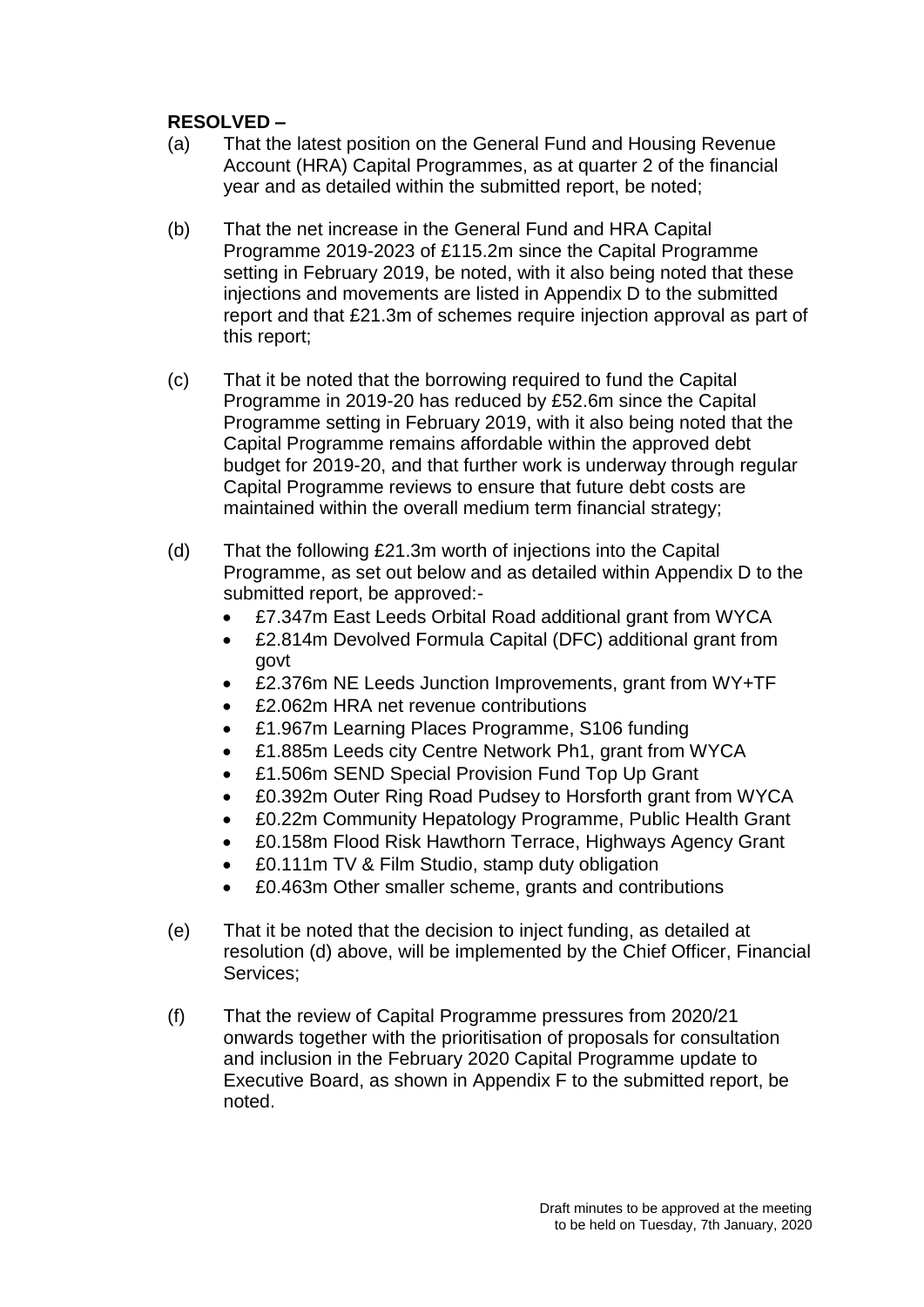**RESOLVED –**

(a) That the latest position on the General Fund and Housing Revenue Account (HRA) Capital Programmes, as at quarter 2 of the financial year and as detailed within the submitted report, be noted;

(b) That the net increase in the General Fund and HRA Capital Programme 2019-2023 of £115.2m since the Capital Programme setting in February 2019, be noted, with it also being noted that these injections and movements are listed in Appendix D to the submitted report and that £21.3m of schemes require injection approval as part of this report;

(c) That it be noted that the borrowing required to fund the Capital Programme in 2019-20 has reduced by £52.6m since the Capital Programme setting in February 2019, with it also being noted that the Capital Programme remains affordable within the approved debt budget for 2019-20, and that further work is underway through regular Capital Programme reviews to ensure that future debt costs are maintained within the overall medium term financial strategy;

(d) That the following £21.3m worth of injections into the Capital Programme, as set out below and as detailed within Appendix D to the submitted report, be approved:-
- £7.347m East Leeds Orbital Road additional grant from WYCA
- £2.814m Devolved Formula Capital (DFC) additional grant from govt
- £2.376m NE Leeds Junction Improvements, grant from WY+TF
- £2.062m HRA net revenue contributions
- £1.967m Learning Places Programme, S106 funding
- £1.885m Leeds city Centre Network Ph1, grant from WYCA
- £1.506m SEND Special Provision Fund Top Up Grant
- £0.392m Outer Ring Road Pudsey to Horsforth grant from WYCA
- £0.22m Community Hepatology Programme, Public Health Grant
- £0.158m Flood Risk Hawthorn Terrace, Highways Agency Grant
- £0.111m TV & Film Studio, stamp duty obligation
- £0.463m Other smaller scheme, grants and contributions

(e) That it be noted that the decision to inject funding, as detailed at resolution (d) above, will be implemented by the Chief Officer, Financial Services;

(f) That the review of Capital Programme pressures from 2020/21 onwards together with the prioritisation of proposals for consultation and inclusion in the February 2020 Capital Programme update to Executive Board, as shown in Appendix F to the submitted report, be noted.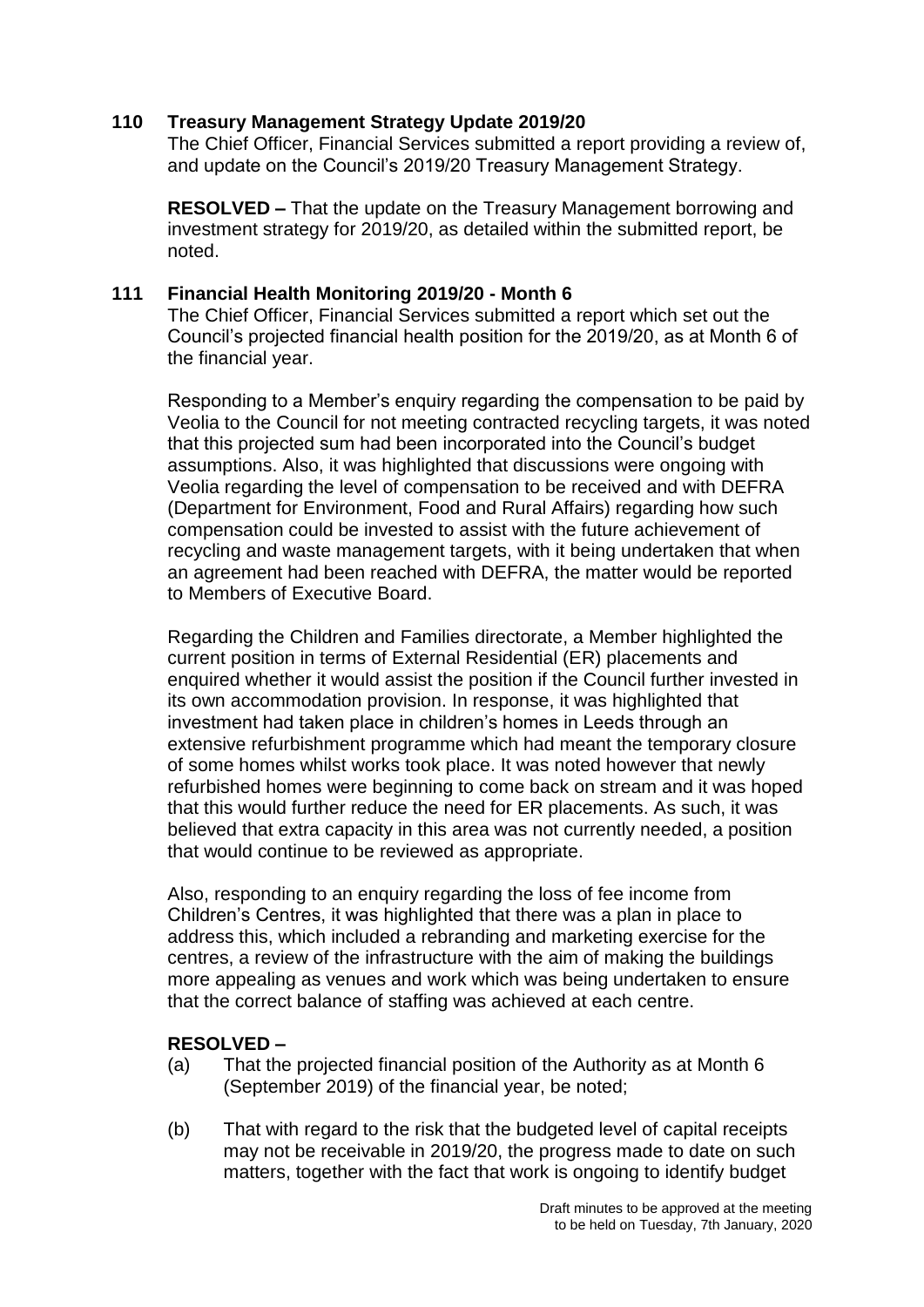**110 Treasury Management Strategy Update 2019/20**

The Chief Officer, Financial Services submitted a report providing a review of, and update on the Council's 2019/20 Treasury Management Strategy.

**RESOLVED –** That the update on the Treasury Management borrowing and investment strategy for 2019/20, as detailed within the submitted report, be noted.

**111 Financial Health Monitoring 2019/20 - Month 6**

The Chief Officer, Financial Services submitted a report which set out the Council's projected financial health position for the 2019/20, as at Month 6 of the financial year.

Responding to a Member's enquiry regarding the compensation to be paid by Veolia to the Council for not meeting contracted recycling targets, it was noted that this projected sum had been incorporated into the Council's budget assumptions. Also, it was highlighted that discussions were ongoing with Veolia regarding the level of compensation to be received and with DEFRA (Department for Environment, Food and Rural Affairs) regarding how such compensation could be invested to assist with the future achievement of recycling and waste management targets, with it being undertaken that when an agreement had been reached with DEFRA, the matter would be reported to Members of Executive Board.

Regarding the Children and Families directorate, a Member highlighted the current position in terms of External Residential (ER) placements and enquired whether it would assist the position if the Council further invested in its own accommodation provision. In response, it was highlighted that investment had taken place in children's homes in Leeds through an extensive refurbishment programme which had meant the temporary closure of some homes whilst works took place. It was noted however that newly refurbished homes were beginning to come back on stream and it was hoped that this would further reduce the need for ER placements. As such, it was believed that extra capacity in this area was not currently needed, a position that would continue to be reviewed as appropriate.

Also, responding to an enquiry regarding the loss of fee income from Children's Centres, it was highlighted that there was a plan in place to address this, which included a rebranding and marketing exercise for the centres, a review of the infrastructure with the aim of making the buildings more appealing as venues and work which was being undertaken to ensure that the correct balance of staffing was achieved at each centre.

**RESOLVED –**

(a) That the projected financial position of the Authority as at Month 6 (September 2019) of the financial year, be noted;

(b) That with regard to the risk that the budgeted level of capital receipts may not be receivable in 2019/20, the progress made to date on such matters, together with the fact that work is ongoing to identify budget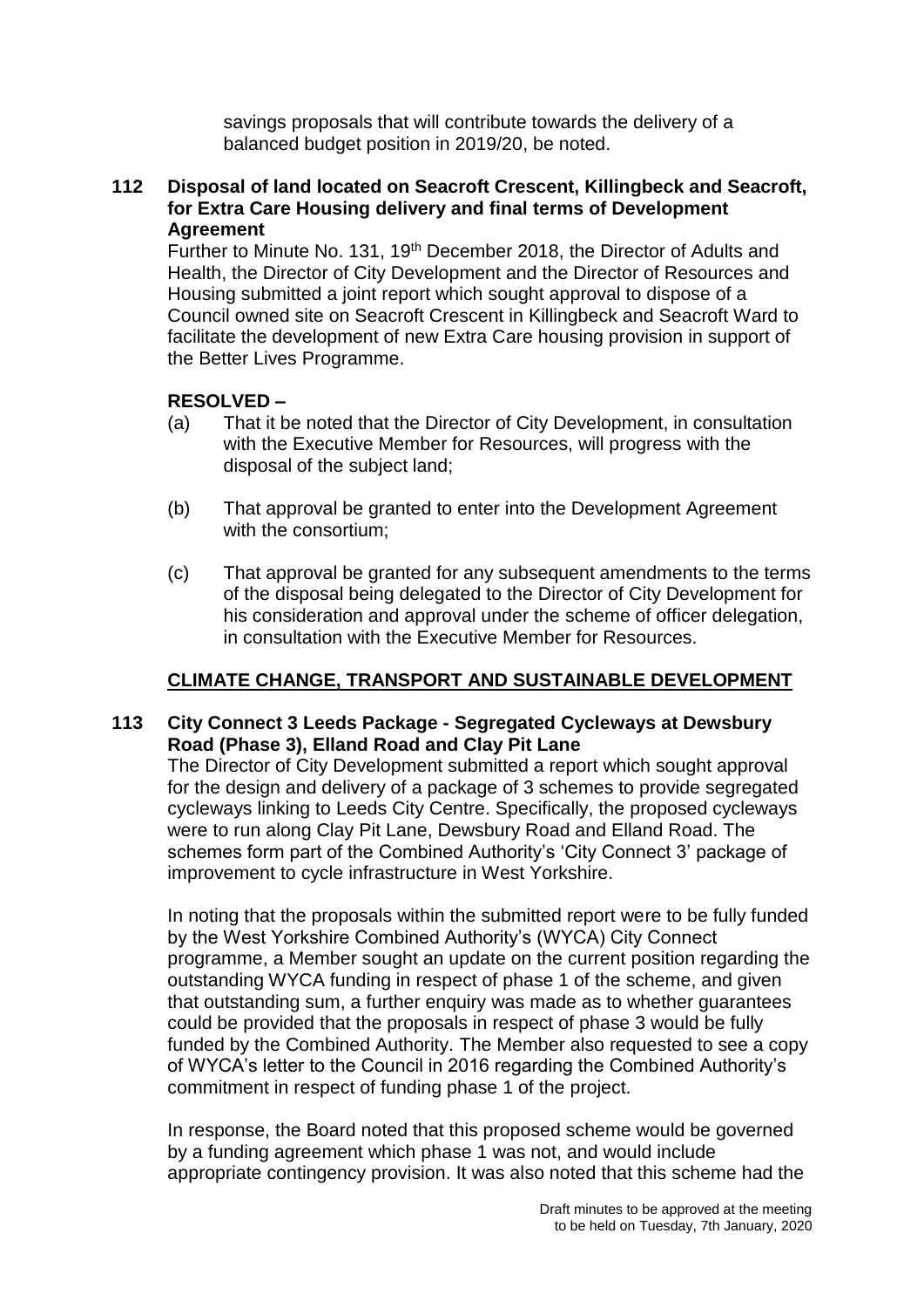savings proposals that will contribute towards the delivery of a balanced budget position in 2019/20, be noted.

**112 Disposal of land located on Seacroft Crescent, Killingbeck and Seacroft, for Extra Care Housing delivery and final terms of Development Agreement**

Further to Minute No. 131, 19th December 2018, the Director of Adults and Health, the Director of City Development and the Director of Resources and Housing submitted a joint report which sought approval to dispose of a Council owned site on Seacroft Crescent in Killingbeck and Seacroft Ward to facilitate the development of new Extra Care housing provision in support of the Better Lives Programme.

**RESOLVED –**

(a) That it be noted that the Director of City Development, in consultation with the Executive Member for Resources, will progress with the disposal of the subject land;

(b) That approval be granted to enter into the Development Agreement with the consortium;

(c) That approval be granted for any subsequent amendments to the terms of the disposal being delegated to the Director of City Development for his consideration and approval under the scheme of officer delegation, in consultation with the Executive Member for Resources.

**CLIMATE CHANGE, TRANSPORT AND SUSTAINABLE DEVELOPMENT**

**113 City Connect 3 Leeds Package - Segregated Cycleways at Dewsbury Road (Phase 3), Elland Road and Clay Pit Lane**

The Director of City Development submitted a report which sought approval for the design and delivery of a package of 3 schemes to provide segregated cycleways linking to Leeds City Centre. Specifically, the proposed cycleways were to run along Clay Pit Lane, Dewsbury Road and Elland Road. The schemes form part of the Combined Authority's 'City Connect 3' package of improvement to cycle infrastructure in West Yorkshire.

In noting that the proposals within the submitted report were to be fully funded by the West Yorkshire Combined Authority's (WYCA) City Connect programme, a Member sought an update on the current position regarding the outstanding WYCA funding in respect of phase 1 of the scheme, and given that outstanding sum, a further enquiry was made as to whether guarantees could be provided that the proposals in respect of phase 3 would be fully funded by the Combined Authority. The Member also requested to see a copy of WYCA's letter to the Council in 2016 regarding the Combined Authority's commitment in respect of funding phase 1 of the project.

In response, the Board noted that this proposed scheme would be governed by a funding agreement which phase 1 was not, and would include appropriate contingency provision. It was also noted that this scheme had the

Draft minutes to be approved at the meeting to be held on Tuesday, 7th January, 2020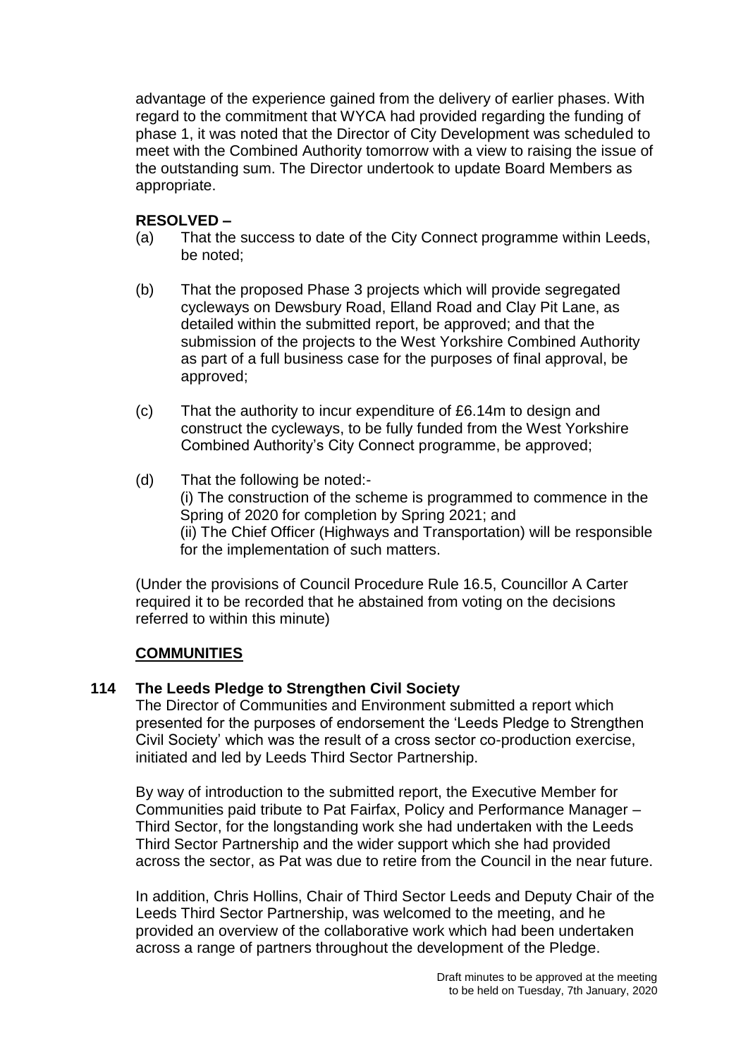advantage of the experience gained from the delivery of earlier phases. With regard to the commitment that WYCA had provided regarding the funding of phase 1, it was noted that the Director of City Development was scheduled to meet with the Combined Authority tomorrow with a view to raising the issue of the outstanding sum. The Director undertook to update Board Members as appropriate.

**RESOLVED –**

(a) That the success to date of the City Connect programme within Leeds, be noted;

(b) That the proposed Phase 3 projects which will provide segregated cycleways on Dewsbury Road, Elland Road and Clay Pit Lane, as detailed within the submitted report, be approved; and that the submission of the projects to the West Yorkshire Combined Authority as part of a full business case for the purposes of final approval, be approved;

(c) That the authority to incur expenditure of £6.14m to design and construct the cycleways, to be fully funded from the West Yorkshire Combined Authority's City Connect programme, be approved;

(d) That the following be noted:-
(i) The construction of the scheme is programmed to commence in the Spring of 2020 for completion by Spring 2021; and
(ii) The Chief Officer (Highways and Transportation) will be responsible for the implementation of such matters.

(Under the provisions of Council Procedure Rule 16.5, Councillor A Carter required it to be recorded that he abstained from voting on the decisions referred to within this minute)

## COMMUNITIES

### 114 The Leeds Pledge to Strengthen Civil Society

The Director of Communities and Environment submitted a report which presented for the purposes of endorsement the 'Leeds Pledge to Strengthen Civil Society' which was the result of a cross sector co-production exercise, initiated and led by Leeds Third Sector Partnership.

By way of introduction to the submitted report, the Executive Member for Communities paid tribute to Pat Fairfax, Policy and Performance Manager – Third Sector, for the longstanding work she had undertaken with the Leeds Third Sector Partnership and the wider support which she had provided across the sector, as Pat was due to retire from the Council in the near future.

In addition, Chris Hollins, Chair of Third Sector Leeds and Deputy Chair of the Leeds Third Sector Partnership, was welcomed to the meeting, and he provided an overview of the collaborative work which had been undertaken across a range of partners throughout the development of the Pledge.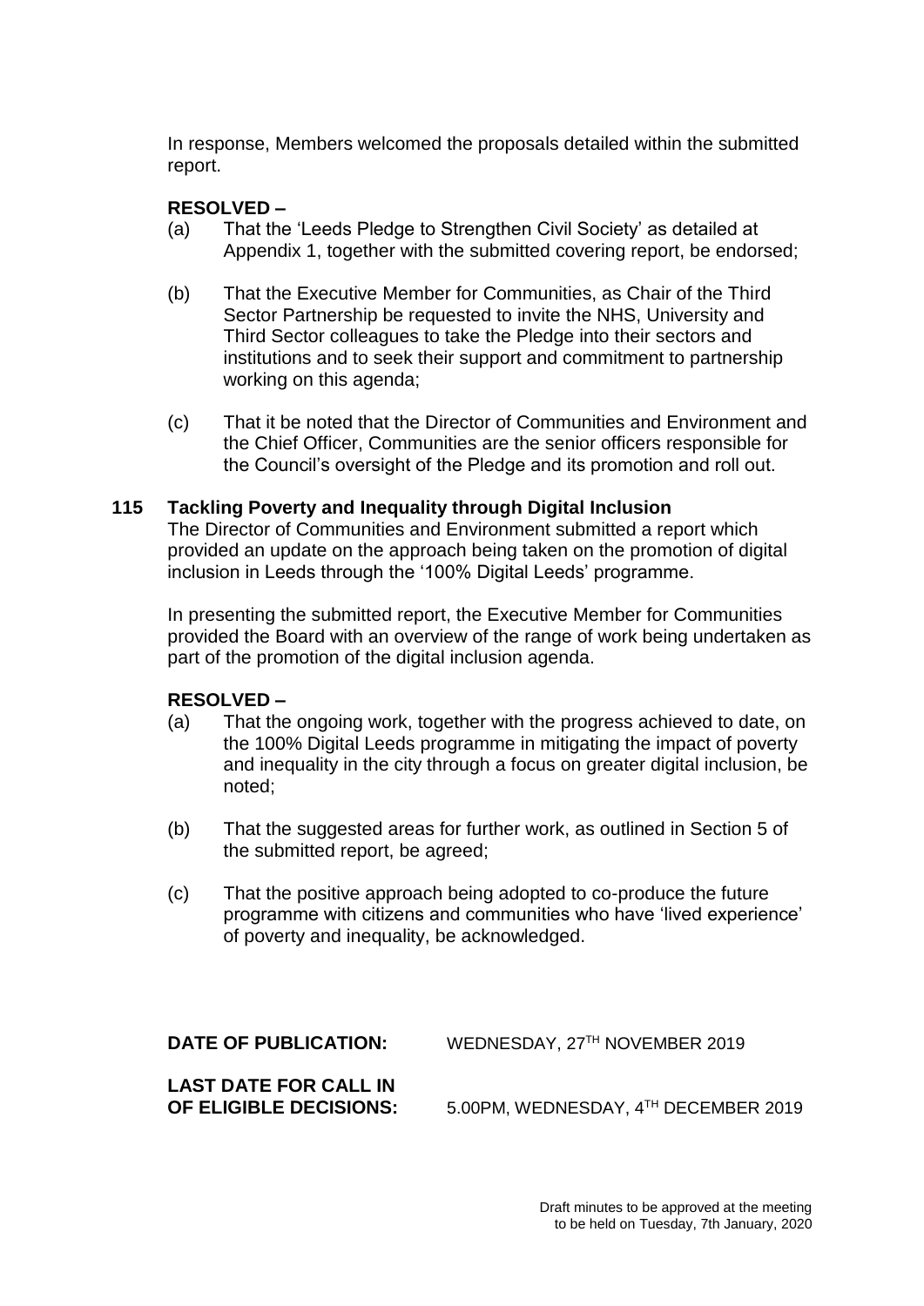In response, Members welcomed the proposals detailed within the submitted report.

**RESOLVED –**

(a) That the 'Leeds Pledge to Strengthen Civil Society' as detailed at Appendix 1, together with the submitted covering report, be endorsed;

(b) That the Executive Member for Communities, as Chair of the Third Sector Partnership be requested to invite the NHS, University and Third Sector colleagues to take the Pledge into their sectors and institutions and to seek their support and commitment to partnership working on this agenda;

(c) That it be noted that the Director of Communities and Environment and the Chief Officer, Communities are the senior officers responsible for the Council's oversight of the Pledge and its promotion and roll out.

## 115 Tackling Poverty and Inequality through Digital Inclusion

The Director of Communities and Environment submitted a report which provided an update on the approach being taken on the promotion of digital inclusion in Leeds through the '100% Digital Leeds' programme.

In presenting the submitted report, the Executive Member for Communities provided the Board with an overview of the range of work being undertaken as part of the promotion of the digital inclusion agenda.

**RESOLVED –**

(a) That the ongoing work, together with the progress achieved to date, on the 100% Digital Leeds programme in mitigating the impact of poverty and inequality in the city through a focus on greater digital inclusion, be noted;

(b) That the suggested areas for further work, as outlined in Section 5 of the submitted report, be agreed;

(c) That the positive approach being adopted to co-produce the future programme with citizens and communities who have 'lived experience' of poverty and inequality, be acknowledged.

**DATE OF PUBLICATION:** WEDNESDAY, 27TH NOVEMBER 2019

**LAST DATE FOR CALL IN OF ELIGIBLE DECISIONS:** 5.00PM, WEDNESDAY, 4TH DECEMBER 2019

Draft minutes to be approved at the meeting to be held on Tuesday, 7th January, 2020